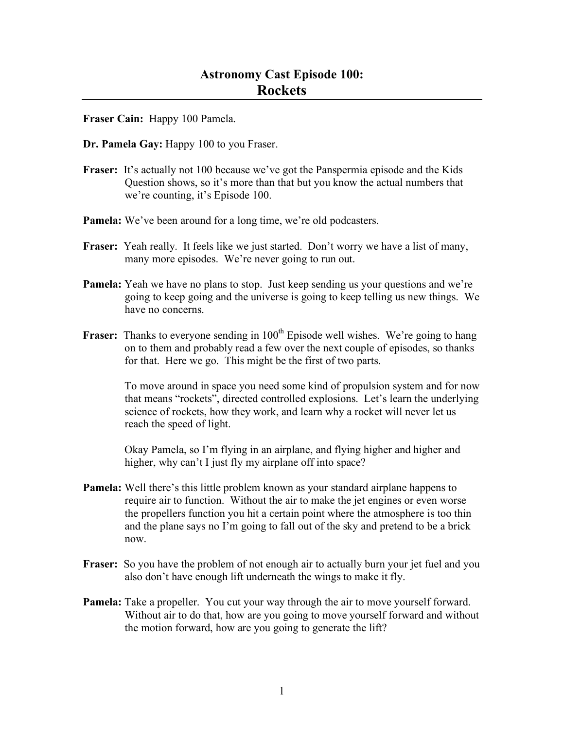# Astronomy Cast Episode 100:
## Rockets

**Fraser Cain:** Happy 100 Pamela.

**Dr. Pamela Gay:** Happy 100 to you Fraser.

**Fraser:** It's actually not 100 because we've got the Panspermia episode and the Kids Question shows, so it's more than that but you know the actual numbers that we're counting, it's Episode 100.

**Pamela:** We've been around for a long time, we're old podcasters.

**Fraser:** Yeah really. It feels like we just started. Don't worry we have a list of many, many more episodes. We're never going to run out.

**Pamela:** Yeah we have no plans to stop. Just keep sending us your questions and we're going to keep going and the universe is going to keep telling us new things. We have no concerns.

**Fraser:** Thanks to everyone sending in 100th Episode well wishes. We're going to hang on to them and probably read a few over the next couple of episodes, so thanks for that. Here we go. This might be the first of two parts.

To move around in space you need some kind of propulsion system and for now that means "rockets", directed controlled explosions. Let's learn the underlying science of rockets, how they work, and learn why a rocket will never let us reach the speed of light.

Okay Pamela, so I'm flying in an airplane, and flying higher and higher and higher, why can't I just fly my airplane off into space?

**Pamela:** Well there's this little problem known as your standard airplane happens to require air to function. Without the air to make the jet engines or even worse the propellers function you hit a certain point where the atmosphere is too thin and the plane says no I'm going to fall out of the sky and pretend to be a brick now.

**Fraser:** So you have the problem of not enough air to actually burn your jet fuel and you also don't have enough lift underneath the wings to make it fly.

**Pamela:** Take a propeller. You cut your way through the air to move yourself forward. Without air to do that, how are you going to move yourself forward and without the motion forward, how are you going to generate the lift?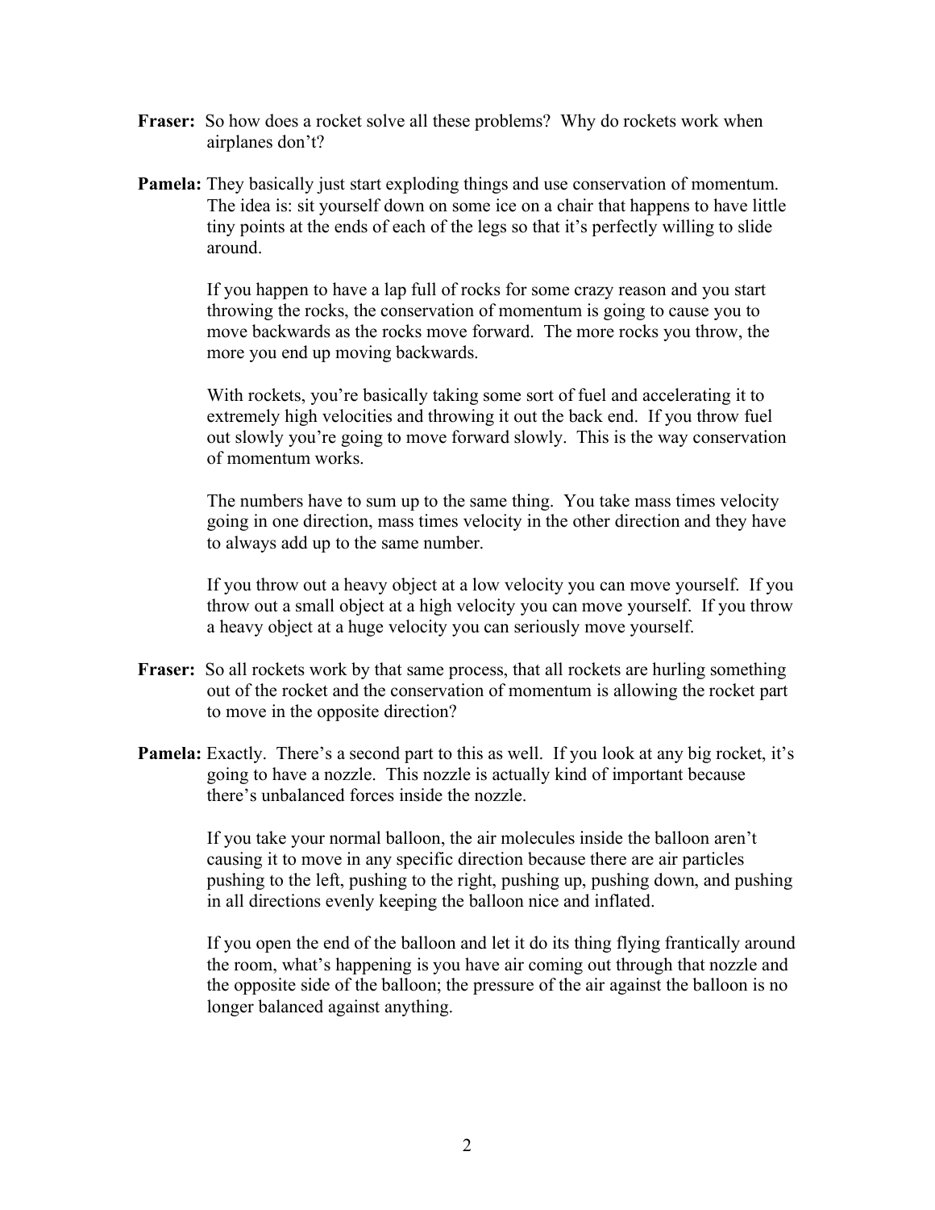**Fraser:** So how does a rocket solve all these problems? Why do rockets work when airplanes don't?

**Pamela:** They basically just start exploding things and use conservation of momentum. The idea is: sit yourself down on some ice on a chair that happens to have little tiny points at the ends of each of the legs so that it's perfectly willing to slide around.

If you happen to have a lap full of rocks for some crazy reason and you start throwing the rocks, the conservation of momentum is going to cause you to move backwards as the rocks move forward. The more rocks you throw, the more you end up moving backwards.

With rockets, you're basically taking some sort of fuel and accelerating it to extremely high velocities and throwing it out the back end. If you throw fuel out slowly you're going to move forward slowly. This is the way conservation of momentum works.

The numbers have to sum up to the same thing. You take mass times velocity going in one direction, mass times velocity in the other direction and they have to always add up to the same number.

If you throw out a heavy object at a low velocity you can move yourself. If you throw out a small object at a high velocity you can move yourself. If you throw a heavy object at a huge velocity you can seriously move yourself.

**Fraser:** So all rockets work by that same process, that all rockets are hurling something out of the rocket and the conservation of momentum is allowing the rocket part to move in the opposite direction?

**Pamela:** Exactly. There's a second part to this as well. If you look at any big rocket, it's going to have a nozzle. This nozzle is actually kind of important because there's unbalanced forces inside the nozzle.

If you take your normal balloon, the air molecules inside the balloon aren't causing it to move in any specific direction because there are air particles pushing to the left, pushing to the right, pushing up, pushing down, and pushing in all directions evenly keeping the balloon nice and inflated.

If you open the end of the balloon and let it do its thing flying frantically around the room, what's happening is you have air coming out through that nozzle and the opposite side of the balloon; the pressure of the air against the balloon is no longer balanced against anything.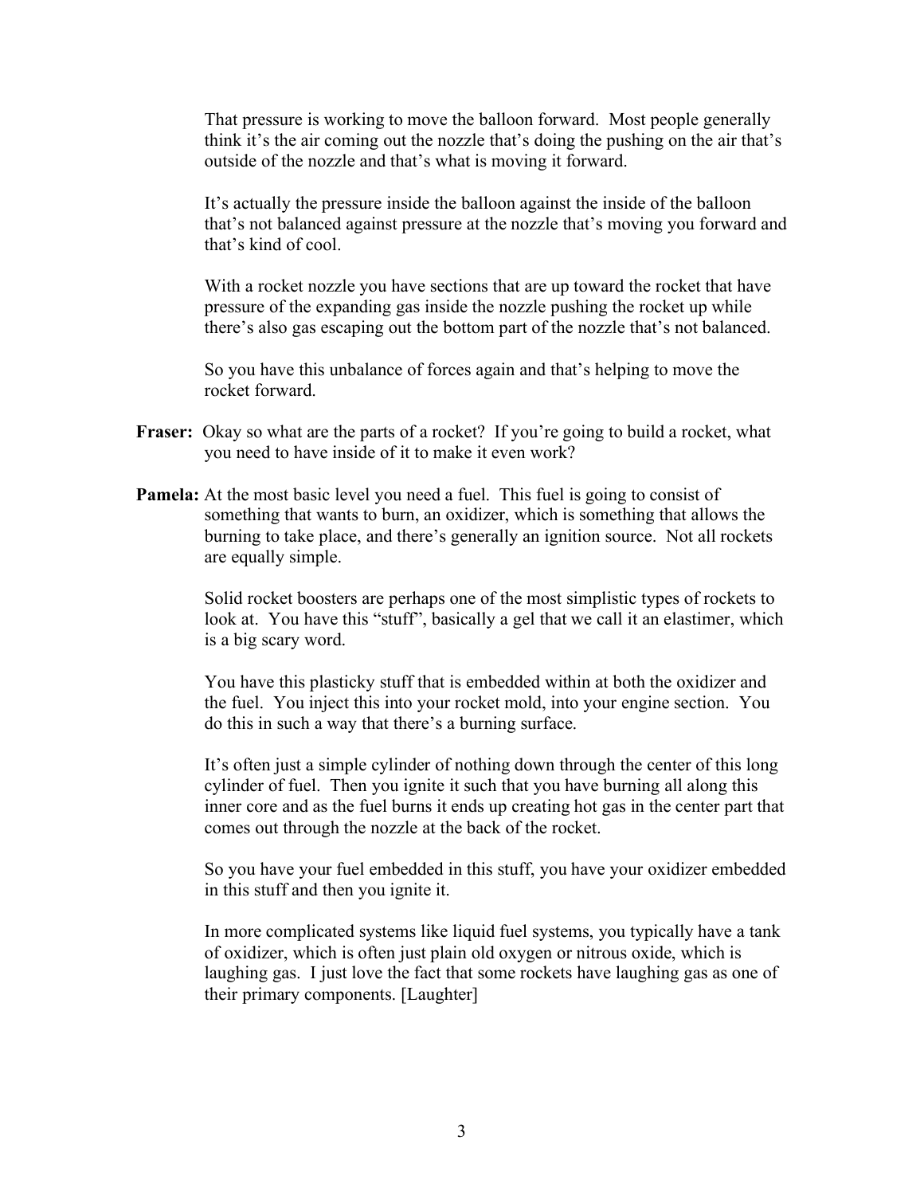That pressure is working to move the balloon forward. Most people generally think it's the air coming out the nozzle that's doing the pushing on the air that's outside of the nozzle and that's what is moving it forward.

It's actually the pressure inside the balloon against the inside of the balloon that's not balanced against pressure at the nozzle that's moving you forward and that's kind of cool.

With a rocket nozzle you have sections that are up toward the rocket that have pressure of the expanding gas inside the nozzle pushing the rocket up while there's also gas escaping out the bottom part of the nozzle that's not balanced.

So you have this unbalance of forces again and that's helping to move the rocket forward.

**Fraser:** Okay so what are the parts of a rocket? If you're going to build a rocket, what you need to have inside of it to make it even work?

**Pamela:** At the most basic level you need a fuel. This fuel is going to consist of something that wants to burn, an oxidizer, which is something that allows the burning to take place, and there's generally an ignition source. Not all rockets are equally simple.

Solid rocket boosters are perhaps one of the most simplistic types of rockets to look at. You have this "stuff", basically a gel that we call it an elastimer, which is a big scary word.

You have this plasticky stuff that is embedded within at both the oxidizer and the fuel. You inject this into your rocket mold, into your engine section. You do this in such a way that there's a burning surface.

It's often just a simple cylinder of nothing down through the center of this long cylinder of fuel. Then you ignite it such that you have burning all along this inner core and as the fuel burns it ends up creating hot gas in the center part that comes out through the nozzle at the back of the rocket.

So you have your fuel embedded in this stuff, you have your oxidizer embedded in this stuff and then you ignite it.

In more complicated systems like liquid fuel systems, you typically have a tank of oxidizer, which is often just plain old oxygen or nitrous oxide, which is laughing gas. I just love the fact that some rockets have laughing gas as one of their primary components. [Laughter]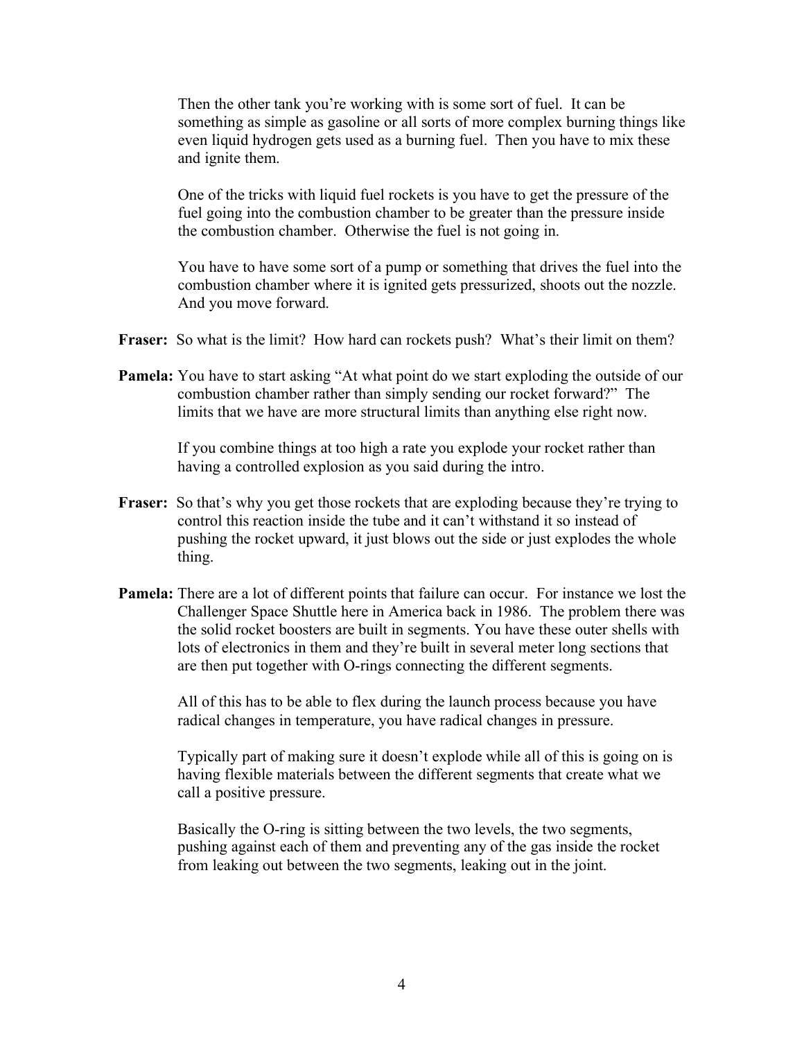Then the other tank you're working with is some sort of fuel. It can be something as simple as gasoline or all sorts of more complex burning things like even liquid hydrogen gets used as a burning fuel. Then you have to mix these and ignite them.

One of the tricks with liquid fuel rockets is you have to get the pressure of the fuel going into the combustion chamber to be greater than the pressure inside the combustion chamber. Otherwise the fuel is not going in.

You have to have some sort of a pump or something that drives the fuel into the combustion chamber where it is ignited gets pressurized, shoots out the nozzle. And you move forward.

**Fraser:** So what is the limit? How hard can rockets push? What's their limit on them?

**Pamela:** You have to start asking "At what point do we start exploding the outside of our combustion chamber rather than simply sending our rocket forward?" The limits that we have are more structural limits than anything else right now.

If you combine things at too high a rate you explode your rocket rather than having a controlled explosion as you said during the intro.

**Fraser:** So that's why you get those rockets that are exploding because they're trying to control this reaction inside the tube and it can't withstand it so instead of pushing the rocket upward, it just blows out the side or just explodes the whole thing.

**Pamela:** There are a lot of different points that failure can occur. For instance we lost the Challenger Space Shuttle here in America back in 1986. The problem there was the solid rocket boosters are built in segments. You have these outer shells with lots of electronics in them and they're built in several meter long sections that are then put together with O-rings connecting the different segments.

All of this has to be able to flex during the launch process because you have radical changes in temperature, you have radical changes in pressure.

Typically part of making sure it doesn't explode while all of this is going on is having flexible materials between the different segments that create what we call a positive pressure.

Basically the O-ring is sitting between the two levels, the two segments, pushing against each of them and preventing any of the gas inside the rocket from leaking out between the two segments, leaking out in the joint.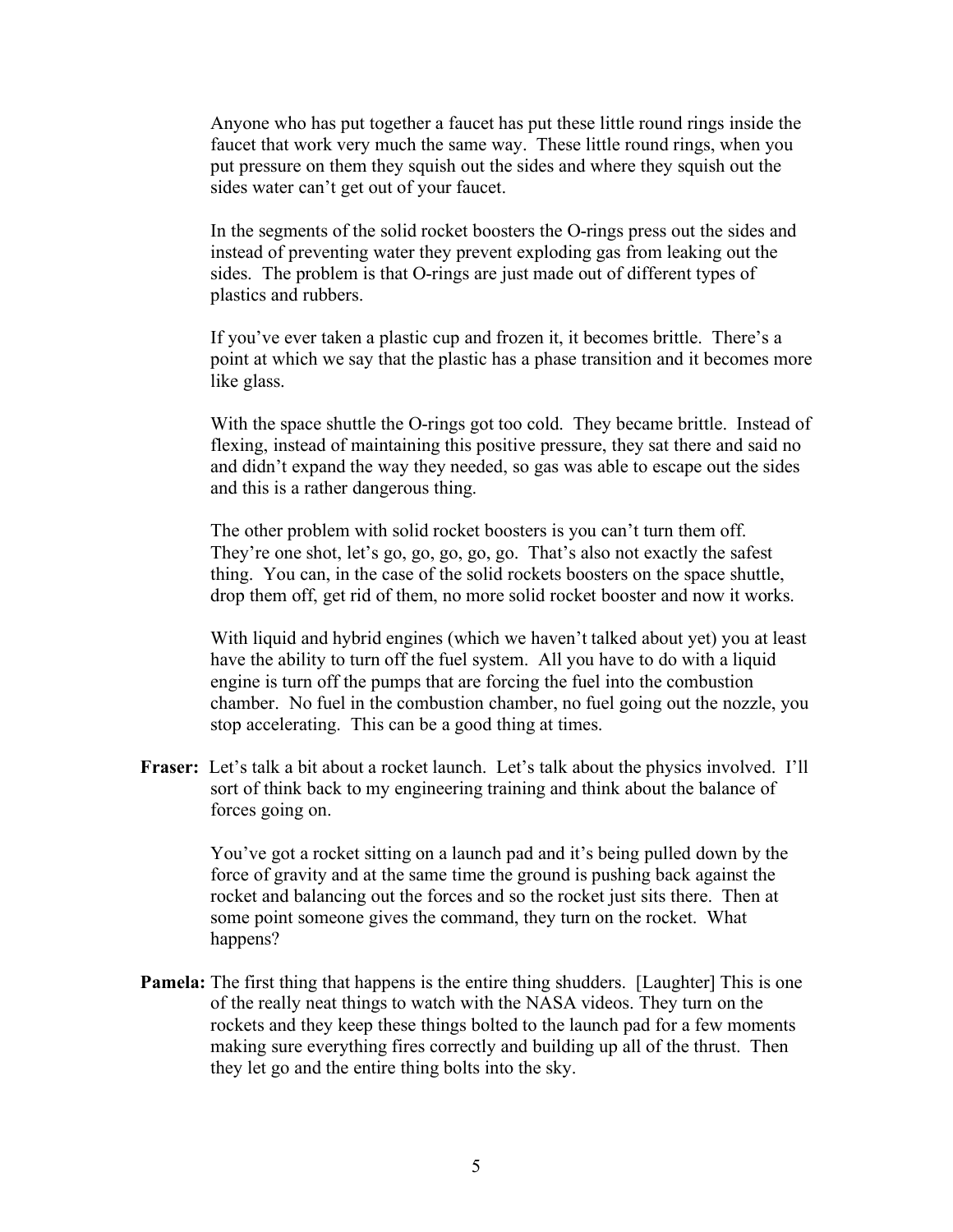Anyone who has put together a faucet has put these little round rings inside the faucet that work very much the same way. These little round rings, when you put pressure on them they squish out the sides and where they squish out the sides water can't get out of your faucet.

In the segments of the solid rocket boosters the O-rings press out the sides and instead of preventing water they prevent exploding gas from leaking out the sides. The problem is that O-rings are just made out of different types of plastics and rubbers.

If you've ever taken a plastic cup and frozen it, it becomes brittle. There's a point at which we say that the plastic has a phase transition and it becomes more like glass.

With the space shuttle the O-rings got too cold. They became brittle. Instead of flexing, instead of maintaining this positive pressure, they sat there and said no and didn't expand the way they needed, so gas was able to escape out the sides and this is a rather dangerous thing.

The other problem with solid rocket boosters is you can't turn them off. They're one shot, let's go, go, go, go, go. That's also not exactly the safest thing. You can, in the case of the solid rockets boosters on the space shuttle, drop them off, get rid of them, no more solid rocket booster and now it works.

With liquid and hybrid engines (which we haven't talked about yet) you at least have the ability to turn off the fuel system. All you have to do with a liquid engine is turn off the pumps that are forcing the fuel into the combustion chamber. No fuel in the combustion chamber, no fuel going out the nozzle, you stop accelerating. This can be a good thing at times.

**Fraser:** Let's talk a bit about a rocket launch. Let's talk about the physics involved. I'll sort of think back to my engineering training and think about the balance of forces going on.

You've got a rocket sitting on a launch pad and it's being pulled down by the force of gravity and at the same time the ground is pushing back against the rocket and balancing out the forces and so the rocket just sits there. Then at some point someone gives the command, they turn on the rocket. What happens?

**Pamela:** The first thing that happens is the entire thing shudders. [Laughter] This is one of the really neat things to watch with the NASA videos. They turn on the rockets and they keep these things bolted to the launch pad for a few moments making sure everything fires correctly and building up all of the thrust. Then they let go and the entire thing bolts into the sky.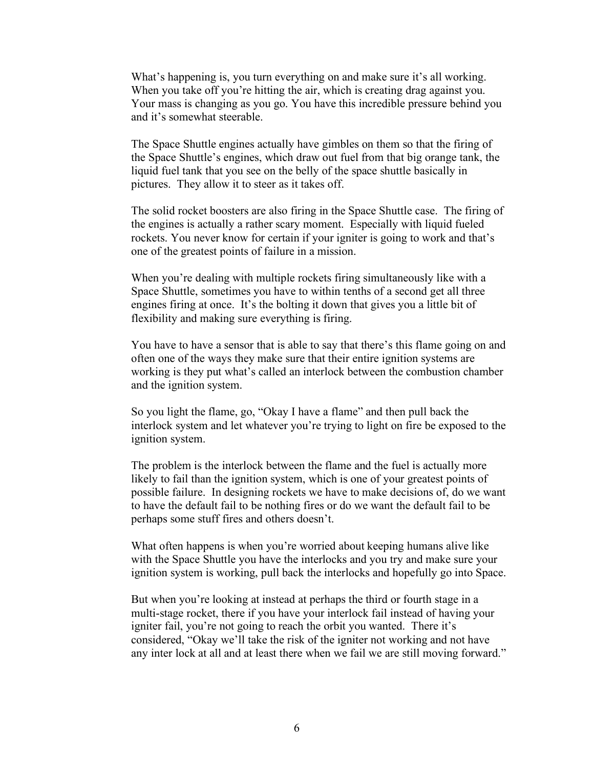What's happening is, you turn everything on and make sure it's all working. When you take off you're hitting the air, which is creating drag against you. Your mass is changing as you go. You have this incredible pressure behind you and it's somewhat steerable.

The Space Shuttle engines actually have gimbles on them so that the firing of the Space Shuttle's engines, which draw out fuel from that big orange tank, the liquid fuel tank that you see on the belly of the space shuttle basically in pictures. They allow it to steer as it takes off.

The solid rocket boosters are also firing in the Space Shuttle case. The firing of the engines is actually a rather scary moment. Especially with liquid fueled rockets. You never know for certain if your igniter is going to work and that's one of the greatest points of failure in a mission.

When you're dealing with multiple rockets firing simultaneously like with a Space Shuttle, sometimes you have to within tenths of a second get all three engines firing at once. It's the bolting it down that gives you a little bit of flexibility and making sure everything is firing.

You have to have a sensor that is able to say that there's this flame going on and often one of the ways they make sure that their entire ignition systems are working is they put what's called an interlock between the combustion chamber and the ignition system.

So you light the flame, go, "Okay I have a flame" and then pull back the interlock system and let whatever you're trying to light on fire be exposed to the ignition system.

The problem is the interlock between the flame and the fuel is actually more likely to fail than the ignition system, which is one of your greatest points of possible failure. In designing rockets we have to make decisions of, do we want to have the default fail to be nothing fires or do we want the default fail to be perhaps some stuff fires and others doesn't.

What often happens is when you're worried about keeping humans alive like with the Space Shuttle you have the interlocks and you try and make sure your ignition system is working, pull back the interlocks and hopefully go into Space.

But when you're looking at instead at perhaps the third or fourth stage in a multi-stage rocket, there if you have your interlock fail instead of having your igniter fail, you're not going to reach the orbit you wanted. There it's considered, "Okay we'll take the risk of the igniter not working and not have any inter lock at all and at least there when we fail we are still moving forward."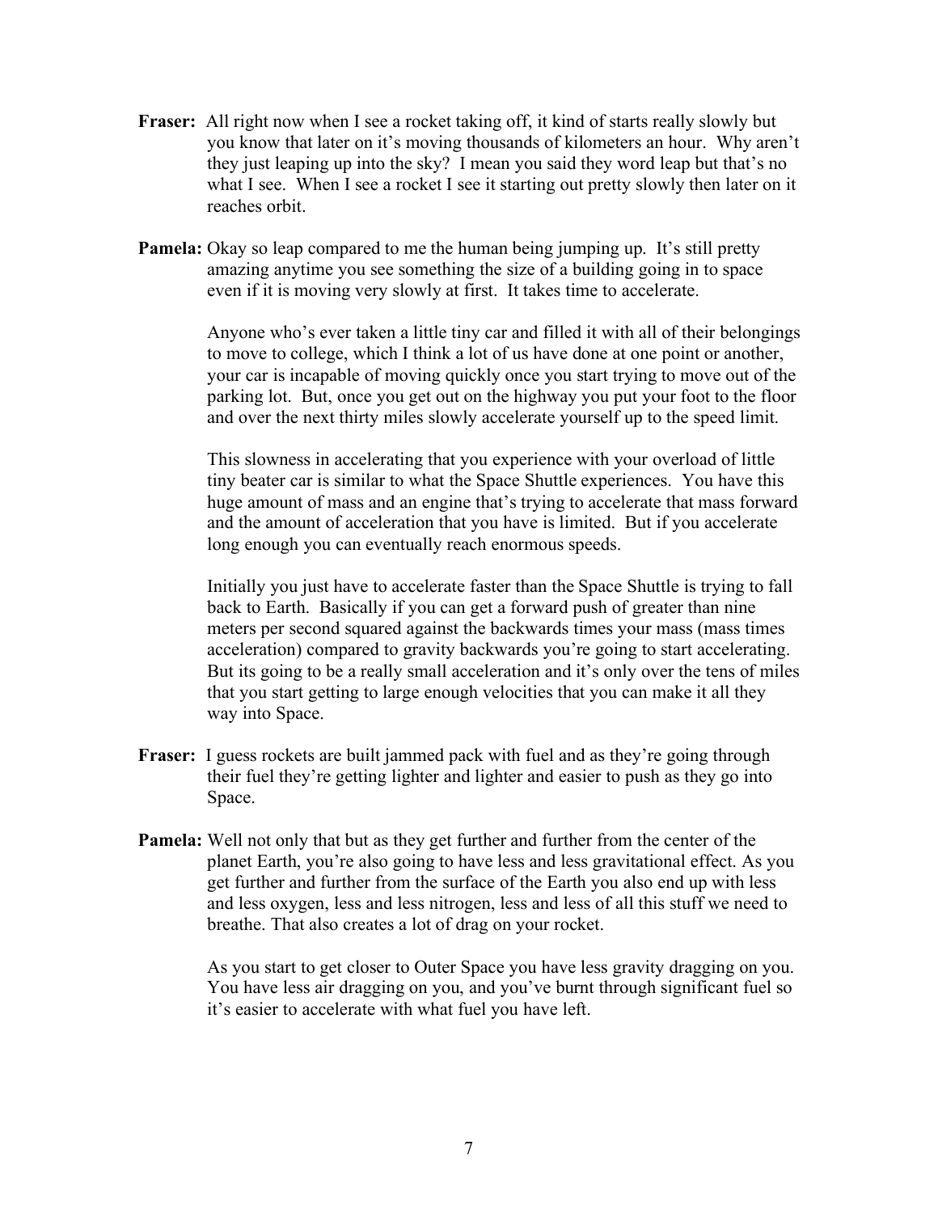**Fraser:** All right now when I see a rocket taking off, it kind of starts really slowly but you know that later on it's moving thousands of kilometers an hour. Why aren't they just leaping up into the sky? I mean you said they word leap but that's no what I see. When I see a rocket I see it starting out pretty slowly then later on it reaches orbit.

**Pamela:** Okay so leap compared to me the human being jumping up. It's still pretty amazing anytime you see something the size of a building going in to space even if it is moving very slowly at first. It takes time to accelerate.

Anyone who's ever taken a little tiny car and filled it with all of their belongings to move to college, which I think a lot of us have done at one point or another, your car is incapable of moving quickly once you start trying to move out of the parking lot. But, once you get out on the highway you put your foot to the floor and over the next thirty miles slowly accelerate yourself up to the speed limit.

This slowness in accelerating that you experience with your overload of little tiny beater car is similar to what the Space Shuttle experiences. You have this huge amount of mass and an engine that's trying to accelerate that mass forward and the amount of acceleration that you have is limited. But if you accelerate long enough you can eventually reach enormous speeds.

Initially you just have to accelerate faster than the Space Shuttle is trying to fall back to Earth. Basically if you can get a forward push of greater than nine meters per second squared against the backwards times your mass (mass times acceleration) compared to gravity backwards you're going to start accelerating. But its going to be a really small acceleration and it's only over the tens of miles that you start getting to large enough velocities that you can make it all they way into Space.

**Fraser:** I guess rockets are built jammed pack with fuel and as they're going through their fuel they're getting lighter and lighter and easier to push as they go into Space.

**Pamela:** Well not only that but as they get further and further from the center of the planet Earth, you're also going to have less and less gravitational effect. As you get further and further from the surface of the Earth you also end up with less and less oxygen, less and less nitrogen, less and less of all this stuff we need to breathe. That also creates a lot of drag on your rocket.

As you start to get closer to Outer Space you have less gravity dragging on you. You have less air dragging on you, and you've burnt through significant fuel so it's easier to accelerate with what fuel you have left.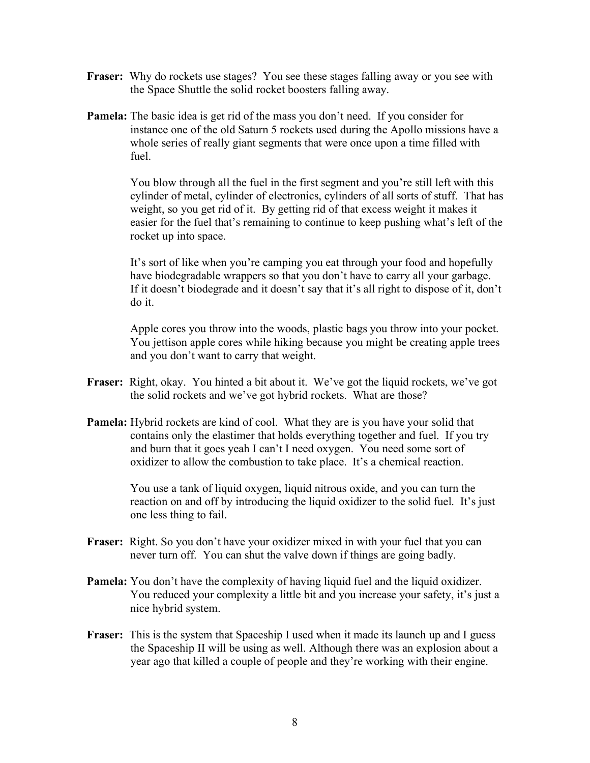**Fraser:** Why do rockets use stages? You see these stages falling away or you see with the Space Shuttle the solid rocket boosters falling away.

**Pamela:** The basic idea is get rid of the mass you don't need. If you consider for instance one of the old Saturn 5 rockets used during the Apollo missions have a whole series of really giant segments that were once upon a time filled with fuel.

You blow through all the fuel in the first segment and you're still left with this cylinder of metal, cylinder of electronics, cylinders of all sorts of stuff. That has weight, so you get rid of it. By getting rid of that excess weight it makes it easier for the fuel that's remaining to continue to keep pushing what's left of the rocket up into space.

It's sort of like when you're camping you eat through your food and hopefully have biodegradable wrappers so that you don't have to carry all your garbage. If it doesn't biodegrade and it doesn't say that it's all right to dispose of it, don't do it.

Apple cores you throw into the woods, plastic bags you throw into your pocket. You jettison apple cores while hiking because you might be creating apple trees and you don't want to carry that weight.

**Fraser:** Right, okay. You hinted a bit about it. We've got the liquid rockets, we've got the solid rockets and we've got hybrid rockets. What are those?

**Pamela:** Hybrid rockets are kind of cool. What they are is you have your solid that contains only the elastimer that holds everything together and fuel. If you try and burn that it goes yeah I can't I need oxygen. You need some sort of oxidizer to allow the combustion to take place. It's a chemical reaction.

You use a tank of liquid oxygen, liquid nitrous oxide, and you can turn the reaction on and off by introducing the liquid oxidizer to the solid fuel. It's just one less thing to fail.

**Fraser:** Right. So you don't have your oxidizer mixed in with your fuel that you can never turn off. You can shut the valve down if things are going badly.

**Pamela:** You don't have the complexity of having liquid fuel and the liquid oxidizer. You reduced your complexity a little bit and you increase your safety, it's just a nice hybrid system.

**Fraser:** This is the system that Spaceship I used when it made its launch up and I guess the Spaceship II will be using as well. Although there was an explosion about a year ago that killed a couple of people and they're working with their engine.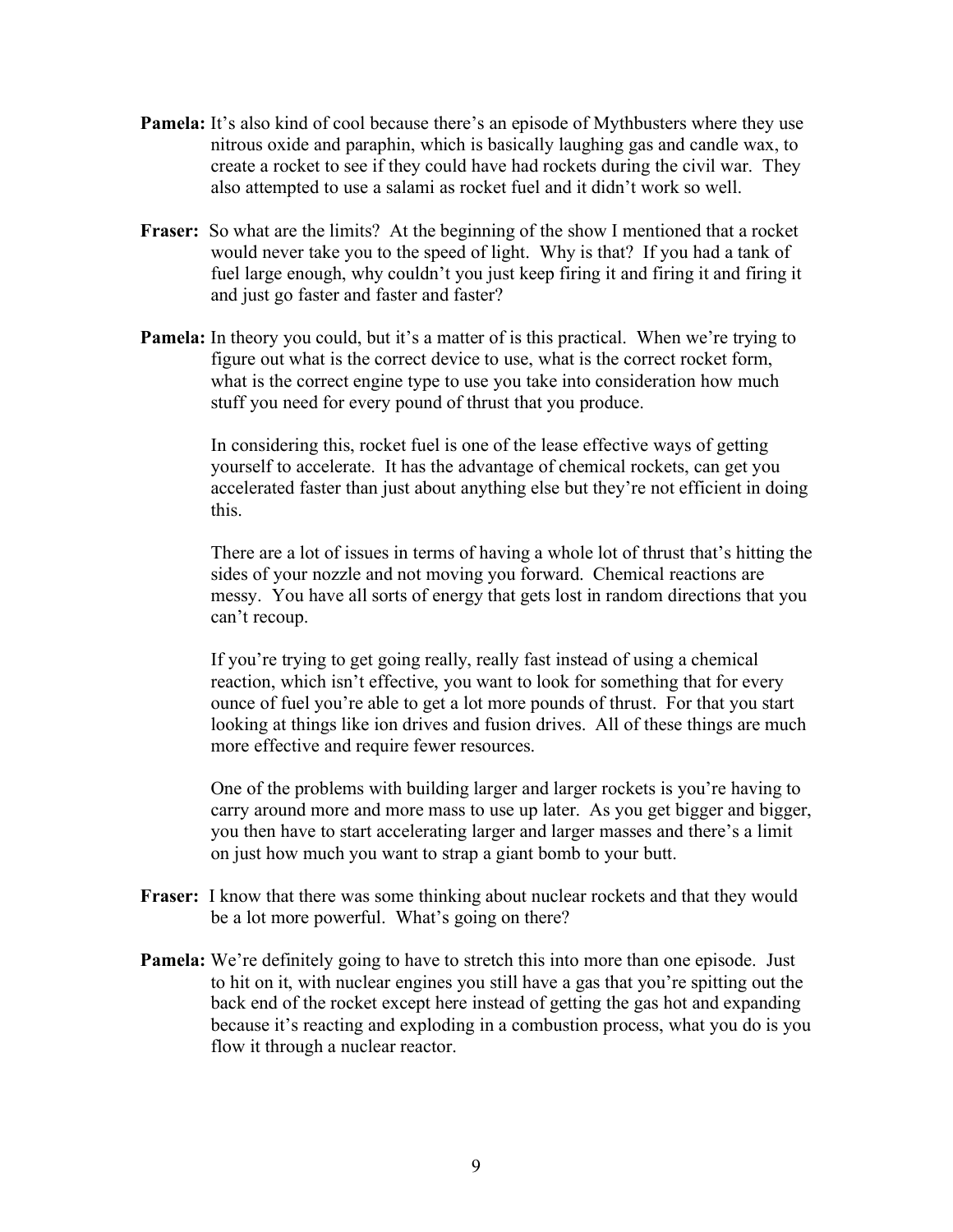**Pamela:** It's also kind of cool because there's an episode of Mythbusters where they use nitrous oxide and paraphin, which is basically laughing gas and candle wax, to create a rocket to see if they could have had rockets during the civil war. They also attempted to use a salami as rocket fuel and it didn't work so well.

**Fraser:** So what are the limits? At the beginning of the show I mentioned that a rocket would never take you to the speed of light. Why is that? If you had a tank of fuel large enough, why couldn't you just keep firing it and firing it and firing it and just go faster and faster and faster?

**Pamela:** In theory you could, but it's a matter of is this practical. When we're trying to figure out what is the correct device to use, what is the correct rocket form, what is the correct engine type to use you take into consideration how much stuff you need for every pound of thrust that you produce.

In considering this, rocket fuel is one of the lease effective ways of getting yourself to accelerate. It has the advantage of chemical rockets, can get you accelerated faster than just about anything else but they're not efficient in doing this.

There are a lot of issues in terms of having a whole lot of thrust that's hitting the sides of your nozzle and not moving you forward. Chemical reactions are messy. You have all sorts of energy that gets lost in random directions that you can't recoup.

If you're trying to get going really, really fast instead of using a chemical reaction, which isn't effective, you want to look for something that for every ounce of fuel you're able to get a lot more pounds of thrust. For that you start looking at things like ion drives and fusion drives. All of these things are much more effective and require fewer resources.

One of the problems with building larger and larger rockets is you're having to carry around more and more mass to use up later. As you get bigger and bigger, you then have to start accelerating larger and larger masses and there's a limit on just how much you want to strap a giant bomb to your butt.

**Fraser:** I know that there was some thinking about nuclear rockets and that they would be a lot more powerful. What's going on there?

**Pamela:** We're definitely going to have to stretch this into more than one episode. Just to hit on it, with nuclear engines you still have a gas that you're spitting out the back end of the rocket except here instead of getting the gas hot and expanding because it's reacting and exploding in a combustion process, what you do is you flow it through a nuclear reactor.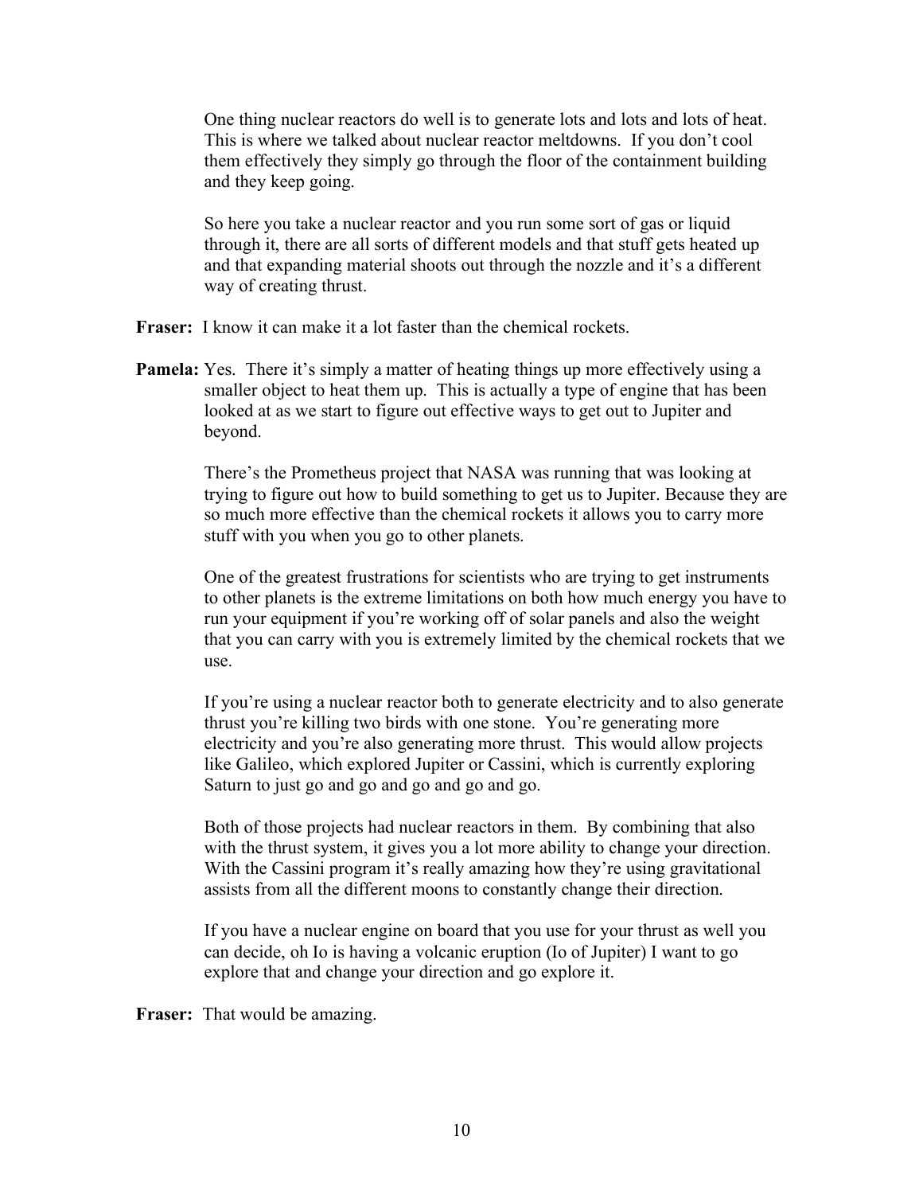One thing nuclear reactors do well is to generate lots and lots and lots of heat. This is where we talked about nuclear reactor meltdowns. If you don't cool them effectively they simply go through the floor of the containment building and they keep going.

So here you take a nuclear reactor and you run some sort of gas or liquid through it, there are all sorts of different models and that stuff gets heated up and that expanding material shoots out through the nozzle and it's a different way of creating thrust.

**Fraser:** I know it can make it a lot faster than the chemical rockets.

**Pamela:** Yes. There it's simply a matter of heating things up more effectively using a smaller object to heat them up. This is actually a type of engine that has been looked at as we start to figure out effective ways to get out to Jupiter and beyond.

There's the Prometheus project that NASA was running that was looking at trying to figure out how to build something to get us to Jupiter. Because they are so much more effective than the chemical rockets it allows you to carry more stuff with you when you go to other planets.

One of the greatest frustrations for scientists who are trying to get instruments to other planets is the extreme limitations on both how much energy you have to run your equipment if you're working off of solar panels and also the weight that you can carry with you is extremely limited by the chemical rockets that we use.

If you're using a nuclear reactor both to generate electricity and to also generate thrust you're killing two birds with one stone. You're generating more electricity and you're also generating more thrust. This would allow projects like Galileo, which explored Jupiter or Cassini, which is currently exploring Saturn to just go and go and go and go and go.

Both of those projects had nuclear reactors in them. By combining that also with the thrust system, it gives you a lot more ability to change your direction. With the Cassini program it's really amazing how they're using gravitational assists from all the different moons to constantly change their direction.

If you have a nuclear engine on board that you use for your thrust as well you can decide, oh Io is having a volcanic eruption (Io of Jupiter) I want to go explore that and change your direction and go explore it.

**Fraser:** That would be amazing.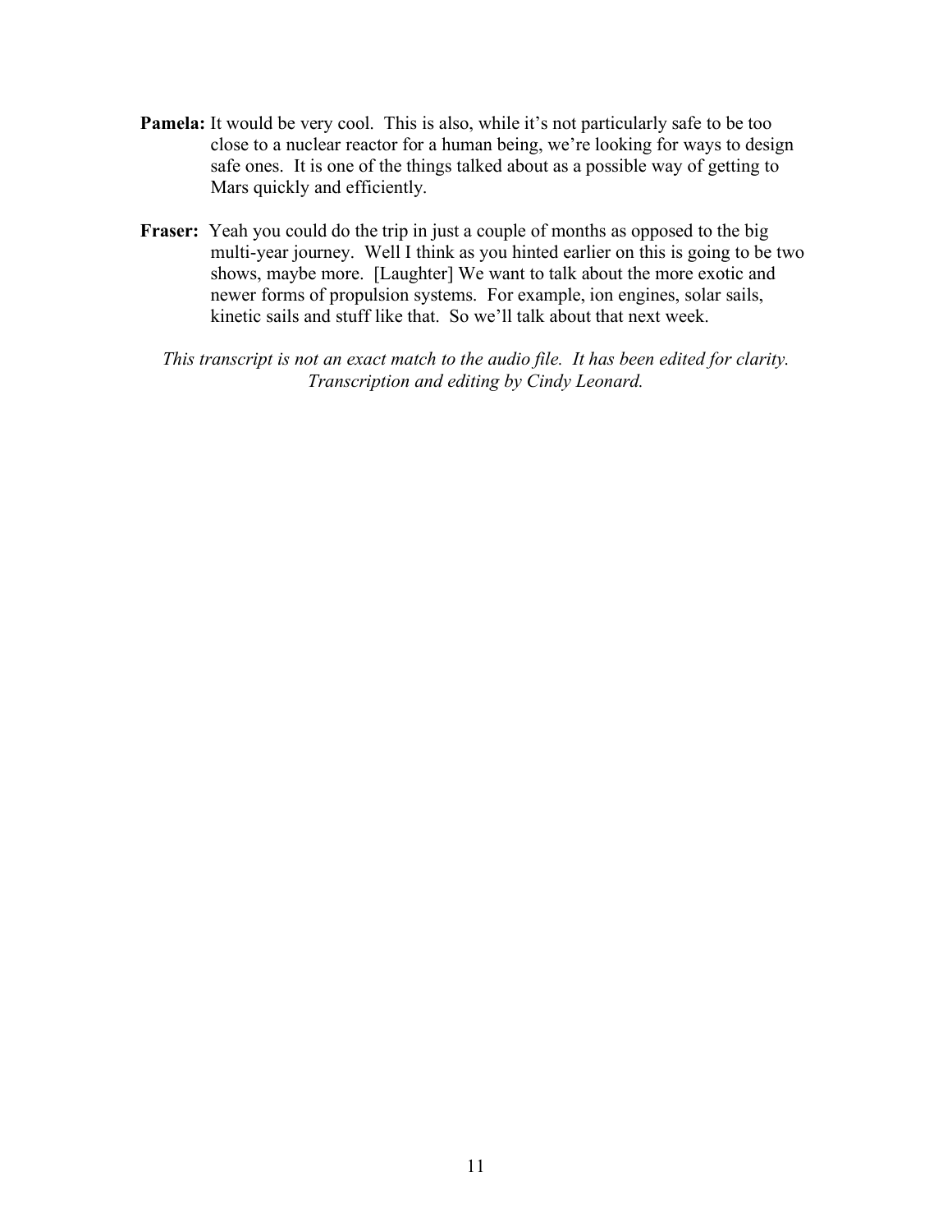**Pamela:** It would be very cool. This is also, while it's not particularly safe to be too close to a nuclear reactor for a human being, we're looking for ways to design safe ones. It is one of the things talked about as a possible way of getting to Mars quickly and efficiently.

**Fraser:** Yeah you could do the trip in just a couple of months as opposed to the big multi-year journey. Well I think as you hinted earlier on this is going to be two shows, maybe more. [Laughter] We want to talk about the more exotic and newer forms of propulsion systems. For example, ion engines, solar sails, kinetic sails and stuff like that. So we'll talk about that next week.

*This transcript is not an exact match to the audio file. It has been edited for clarity. Transcription and editing by Cindy Leonard.*